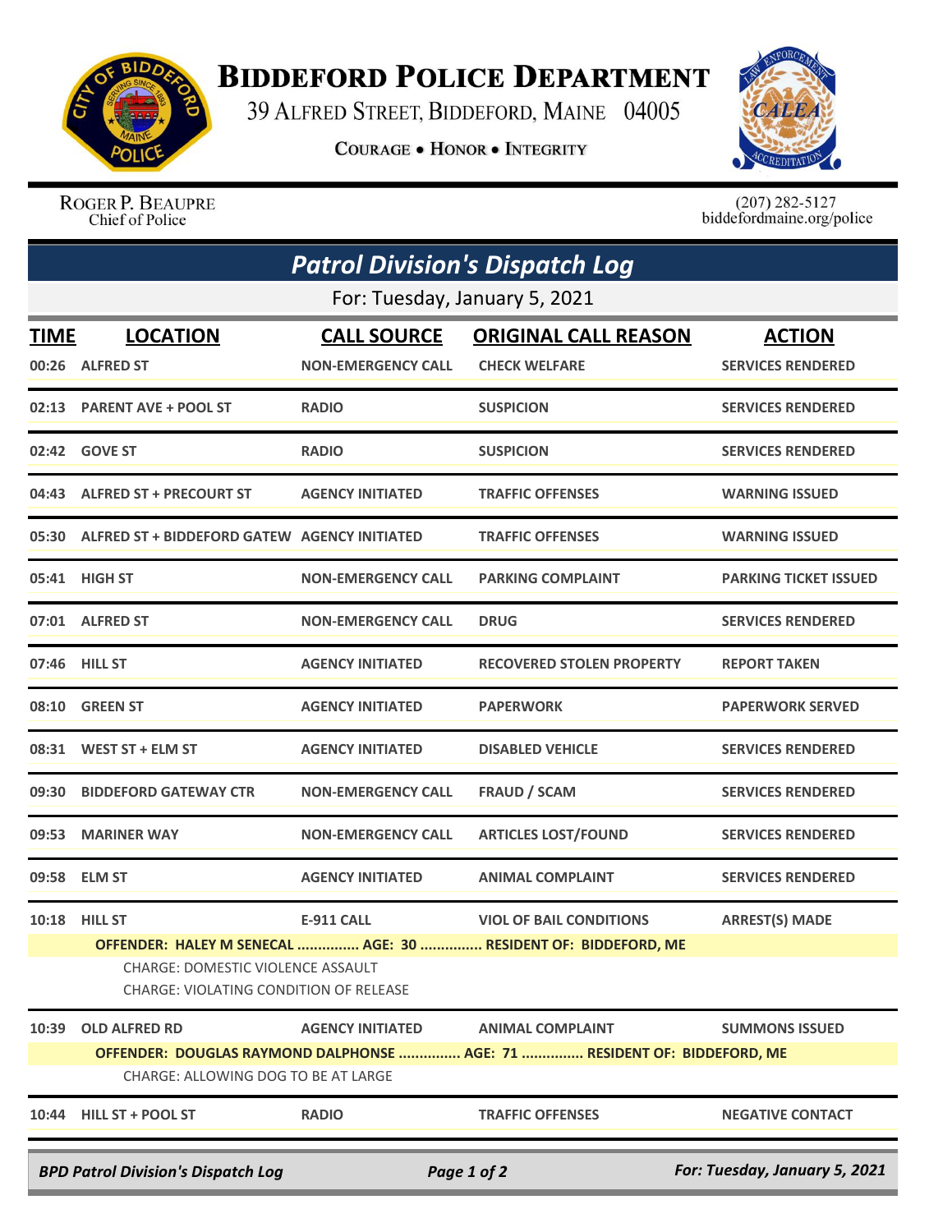# Biddeford Police Department

39 Alfred Street, Biddeford, Maine 04005

Courage • Honor • Integrity

Roger P. Beaupre
Chief of Police

(207) 282-5127
biddefordmaine.org/police

## Patrol Division's Dispatch Log

For: Tuesday, January 5, 2021

| TIME | LOCATION | CALL SOURCE | ORIGINAL CALL REASON | ACTION |
|---|---|---|---|---|
| 00:26 | ALFRED ST | NON-EMERGENCY CALL | CHECK WELFARE | SERVICES RENDERED |
| 02:13 | PARENT AVE + POOL ST | RADIO | SUSPICION | SERVICES RENDERED |
| 02:42 | GOVE ST | RADIO | SUSPICION | SERVICES RENDERED |
| 04:43 | ALFRED ST + PRECOURT ST | AGENCY INITIATED | TRAFFIC OFFENSES | WARNING ISSUED |
| 05:30 | ALFRED ST + BIDDEFORD GATEW | AGENCY INITIATED | TRAFFIC OFFENSES | WARNING ISSUED |
| 05:41 | HIGH ST | NON-EMERGENCY CALL | PARKING COMPLAINT | PARKING TICKET ISSUED |
| 07:01 | ALFRED ST | NON-EMERGENCY CALL | DRUG | SERVICES RENDERED |
| 07:46 | HILL ST | AGENCY INITIATED | RECOVERED STOLEN PROPERTY | REPORT TAKEN |
| 08:10 | GREEN ST | AGENCY INITIATED | PAPERWORK | PAPERWORK SERVED |
| 08:31 | WEST ST + ELM ST | AGENCY INITIATED | DISABLED VEHICLE | SERVICES RENDERED |
| 09:30 | BIDDEFORD GATEWAY CTR | NON-EMERGENCY CALL | FRAUD / SCAM | SERVICES RENDERED |
| 09:53 | MARINER WAY | NON-EMERGENCY CALL | ARTICLES LOST/FOUND | SERVICES RENDERED |
| 09:58 | ELM ST | AGENCY INITIATED | ANIMAL COMPLAINT | SERVICES RENDERED |
| 10:18 | HILL ST | E-911 CALL | VIOL OF BAIL CONDITIONS | ARREST(S) MADE |
| | OFFENDER: HALEY M SENECAL ............... AGE: 30 ............... RESIDENT OF: BIDDEFORD, ME<br>CHARGE: DOMESTIC VIOLENCE ASSAULT<br>CHARGE: VIOLATING CONDITION OF RELEASE | | | |
| 10:39 | OLD ALFRED RD | AGENCY INITIATED | ANIMAL COMPLAINT | SUMMONS ISSUED |
| | OFFENDER: DOUGLAS RAYMOND DALPHONSE ............... AGE: 71 ............... RESIDENT OF: BIDDEFORD, ME<br>CHARGE: ALLOWING DOG TO BE AT LARGE | | | |
| 10:44 | HILL ST + POOL ST | RADIO | TRAFFIC OFFENSES | NEGATIVE CONTACT |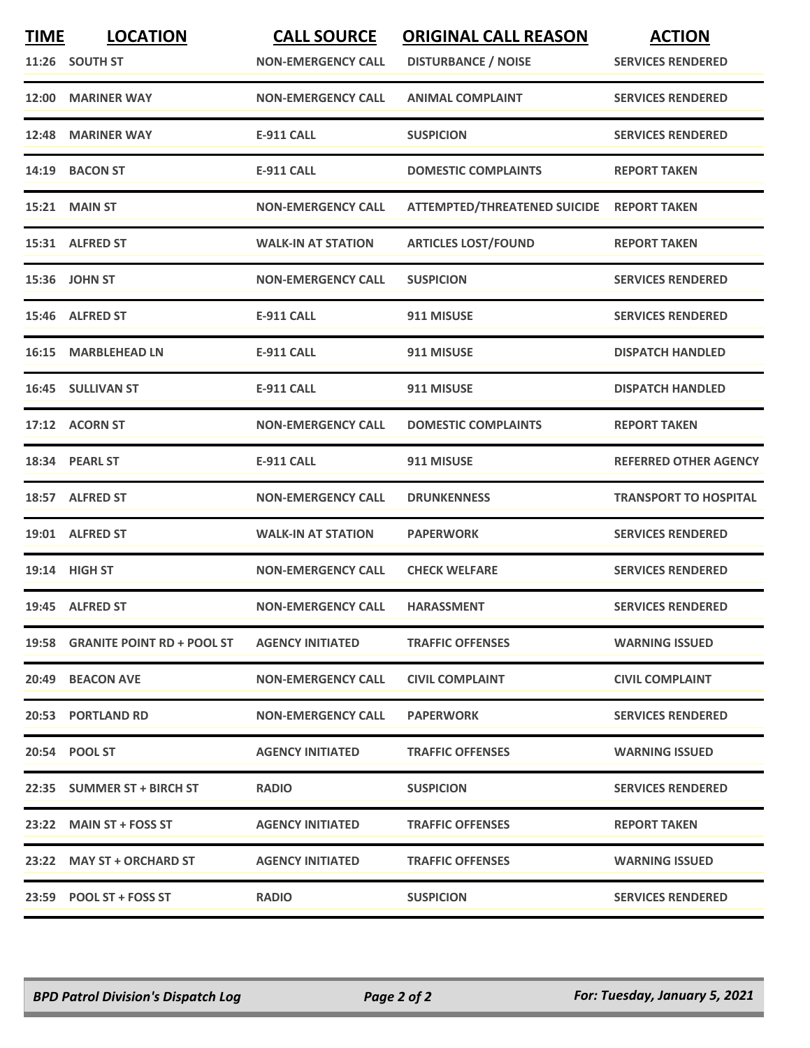| TIME | LOCATION | CALL SOURCE | ORIGINAL CALL REASON | ACTION |
|---|---|---|---|---|
| 11:26 | SOUTH ST | NON-EMERGENCY CALL | DISTURBANCE / NOISE | SERVICES RENDERED |
| 12:00 | MARINER WAY | NON-EMERGENCY CALL | ANIMAL COMPLAINT | SERVICES RENDERED |
| 12:48 | MARINER WAY | E-911 CALL | SUSPICION | SERVICES RENDERED |
| 14:19 | BACON ST | E-911 CALL | DOMESTIC COMPLAINTS | REPORT TAKEN |
| 15:21 | MAIN ST | NON-EMERGENCY CALL | ATTEMPTED/THREATENED SUICIDE | REPORT TAKEN |
| 15:31 | ALFRED ST | WALK-IN AT STATION | ARTICLES LOST/FOUND | REPORT TAKEN |
| 15:36 | JOHN ST | NON-EMERGENCY CALL | SUSPICION | SERVICES RENDERED |
| 15:46 | ALFRED ST | E-911 CALL | 911 MISUSE | SERVICES RENDERED |
| 16:15 | MARBLEHEAD LN | E-911 CALL | 911 MISUSE | DISPATCH HANDLED |
| 16:45 | SULLIVAN ST | E-911 CALL | 911 MISUSE | DISPATCH HANDLED |
| 17:12 | ACORN ST | NON-EMERGENCY CALL | DOMESTIC COMPLAINTS | REPORT TAKEN |
| 18:34 | PEARL ST | E-911 CALL | 911 MISUSE | REFERRED OTHER AGENCY |
| 18:57 | ALFRED ST | NON-EMERGENCY CALL | DRUNKENNESS | TRANSPORT TO HOSPITAL |
| 19:01 | ALFRED ST | WALK-IN AT STATION | PAPERWORK | SERVICES RENDERED |
| 19:14 | HIGH ST | NON-EMERGENCY CALL | CHECK WELFARE | SERVICES RENDERED |
| 19:45 | ALFRED ST | NON-EMERGENCY CALL | HARASSMENT | SERVICES RENDERED |
| 19:58 | GRANITE POINT RD + POOL ST | AGENCY INITIATED | TRAFFIC OFFENSES | WARNING ISSUED |
| 20:49 | BEACON AVE | NON-EMERGENCY CALL | CIVIL COMPLAINT | CIVIL COMPLAINT |
| 20:53 | PORTLAND RD | NON-EMERGENCY CALL | PAPERWORK | SERVICES RENDERED |
| 20:54 | POOL ST | AGENCY INITIATED | TRAFFIC OFFENSES | WARNING ISSUED |
| 22:35 | SUMMER ST + BIRCH ST | RADIO | SUSPICION | SERVICES RENDERED |
| 23:22 | MAIN ST + FOSS ST | AGENCY INITIATED | TRAFFIC OFFENSES | REPORT TAKEN |
| 23:22 | MAY ST + ORCHARD ST | AGENCY INITIATED | TRAFFIC OFFENSES | WARNING ISSUED |
| 23:59 | POOL ST + FOSS ST | RADIO | SUSPICION | SERVICES RENDERED |